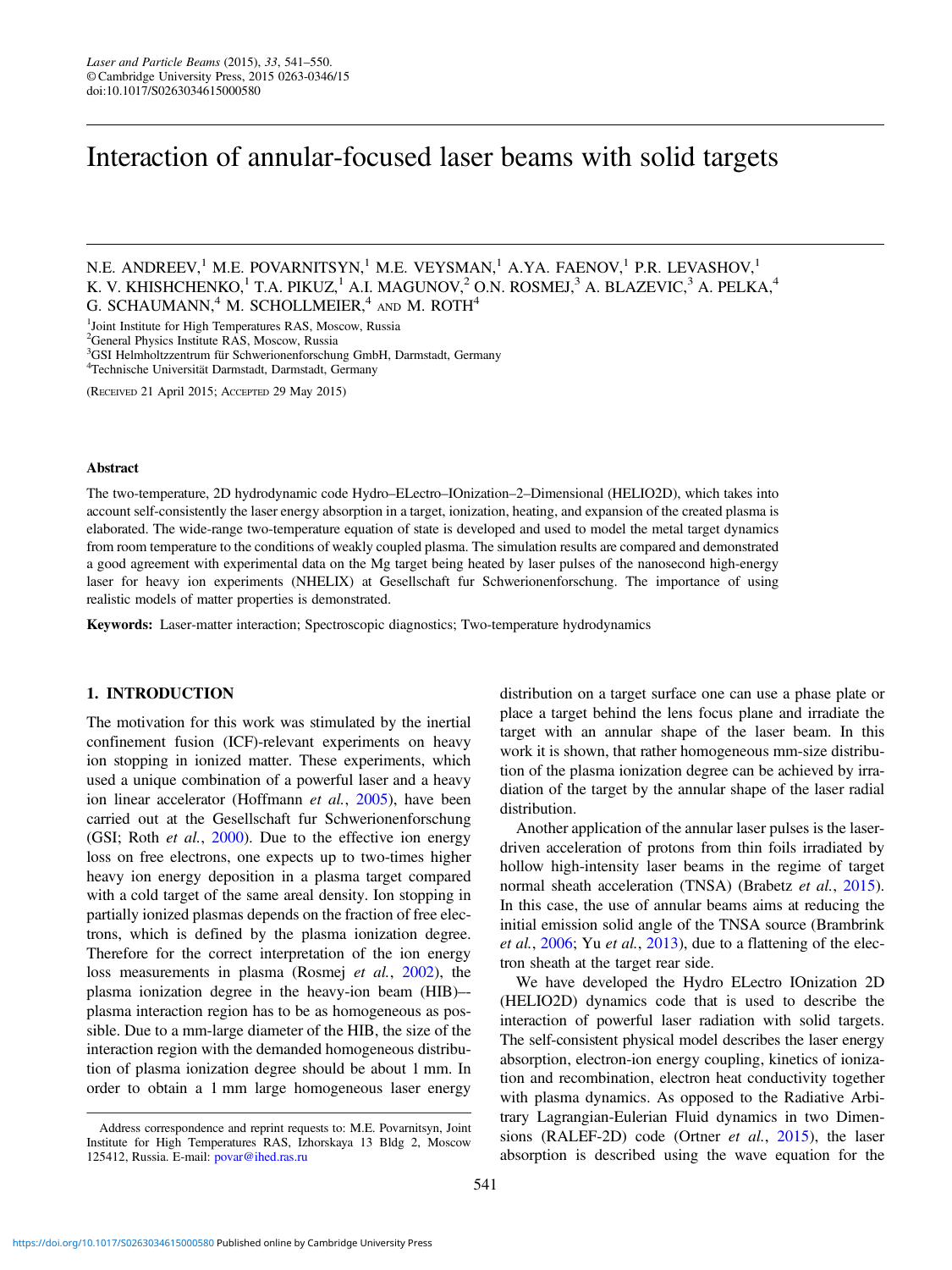# Interaction of annular-focused laser beams with solid targets

N.E. ANDREEV,[1] M.E. POVARNITSYN,[1] M.E. VEYSMAN,[1] A.YA. FAENOV,[1] P.R. LEVASHOV,[1] K. V. KHISHCHENKO,[1] T.A. PIKUZ,[1] A.I. MAGUNOV,[2] O.N. ROSMEJ,[3] A. BLAZEVIC,[3] A. PELKA,[4] G. SCHAUMANN,[4] M. SCHOLLMEIER,[4] AND M. ROTH[4]

[1]Joint Institute for High Temperatures RAS, Moscow, Russia
[2]General Physics Institute RAS, Moscow, Russia
[3]GSI Helmholtzzentrum für Schwerionenforschung GmbH, Darmstadt, Germany
[4]Technische Universität Darmstadt, Darmstadt, Germany

(RECEIVED 21 April 2015; ACCEPTED 29 May 2015)

## Abstract

The two-temperature, 2D hydrodynamic code Hydro–ELectro–IOnization–2–Dimensional (HELIO2D), which takes into account self-consistently the laser energy absorption in a target, ionization, heating, and expansion of the created plasma is elaborated. The wide-range two-temperature equation of state is developed and used to model the metal target dynamics from room temperature to the conditions of weakly coupled plasma. The simulation results are compared and demonstrated a good agreement with experimental data on the Mg target being heated by laser pulses of the nanosecond high-energy laser for heavy ion experiments (NHELIX) at Gesellschaft fur Schwerionenforschung. The importance of using realistic models of matter properties is demonstrated.

**Keywords:** Laser-matter interaction; Spectroscopic diagnostics; Two-temperature hydrodynamics

## 1. INTRODUCTION

The motivation for this work was stimulated by the inertial confinement fusion (ICF)-relevant experiments on heavy ion stopping in ionized matter. These experiments, which used a unique combination of a powerful laser and a heavy ion linear accelerator (Hoffmann *et al.*, 2005), have been carried out at the Gesellschaft fur Schwerionenforschung (GSI; Roth *et al.*, 2000). Due to the effective ion energy loss on free electrons, one expects up to two-times higher heavy ion energy deposition in a plasma target compared with a cold target of the same areal density. Ion stopping in partially ionized plasmas depends on the fraction of free electrons, which is defined by the plasma ionization degree. Therefore for the correct interpretation of the ion energy loss measurements in plasma (Rosmej *et al.*, 2002), the plasma ionization degree in the heavy-ion beam (HIB)–-plasma interaction region has to be as homogeneous as possible. Due to a mm-large diameter of the HIB, the size of the interaction region with the demanded homogeneous distribution of plasma ionization degree should be about 1 mm. In order to obtain a 1 mm large homogeneous laser energy distribution on a target surface one can use a phase plate or place a target behind the lens focus plane and irradiate the target with an annular shape of the laser beam. In this work it is shown, that rather homogeneous mm-size distribution of the plasma ionization degree can be achieved by irradiation of the target by the annular shape of the laser radial distribution.

Another application of the annular laser pulses is the laser-driven acceleration of protons from thin foils irradiated by hollow high-intensity laser beams in the regime of target normal sheath acceleration (TNSA) (Brabetz *et al.*, 2015). In this case, the use of annular beams aims at reducing the initial emission solid angle of the TNSA source (Brambrink *et al.*, 2006; Yu *et al.*, 2013), due to a flattening of the electron sheath at the target rear side.

We have developed the Hydro ELectro IOnization 2D (HELIO2D) dynamics code that is used to describe the interaction of powerful laser radiation with solid targets. The self-consistent physical model describes the laser energy absorption, electron-ion energy coupling, kinetics of ionization and recombination, electron heat conductivity together with plasma dynamics. As opposed to the Radiative Arbitrary Lagrangian-Eulerian Fluid dynamics in two Dimensions (RALEF-2D) code (Ortner *et al.*, 2015), the laser absorption is described using the wave equation for the

Address correspondence and reprint requests to: M.E. Povarnitsyn, Joint Institute for High Temperatures RAS, Izhorskaya 13 Bldg 2, Moscow 125412, Russia. E-mail: povar@ihed.ras.ru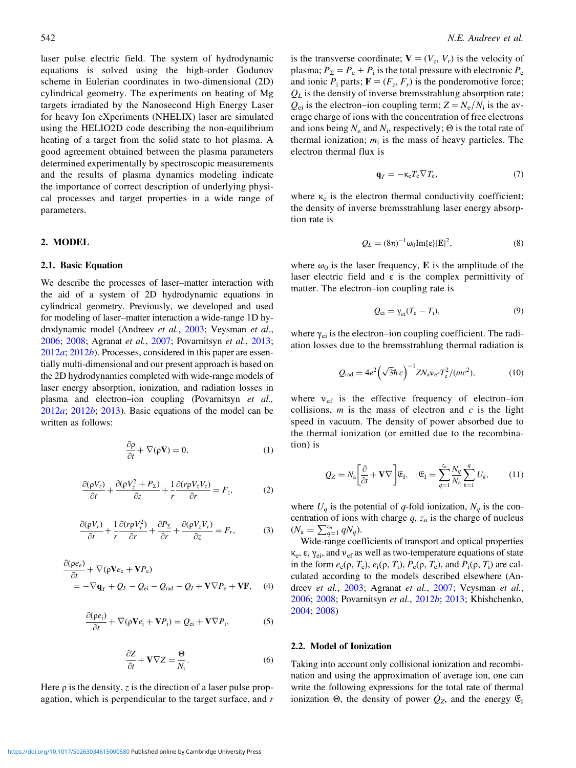laser pulse electric field. The system of hydrodynamic equations is solved using the high-order Godunov scheme in Eulerian coordinates in two-dimensional (2D) cylindrical geometry. The experiments on heating of Mg targets irradiated by the Nanosecond High Energy Laser for heavy Ion eXperiments (NHELIX) laser are simulated using the HELIO2D code describing the non-equilibrium heating of a target from the solid state to hot plasma. A good agreement obtained between the plasma parameters determined experimentally by spectroscopic measurements and the results of plasma dynamics modeling indicate the importance of correct description of underlying physical processes and target properties in a wide range of parameters.

## 2. MODEL

### 2.1. Basic Equation

We describe the processes of laser–matter interaction with the aid of a system of 2D hydrodynamic equations in cylindrical geometry. Previously, we developed and used for modeling of laser–matter interaction a wide-range 1D hydrodynamic model (Andreev *et al.*, 2003; Veysman *et al.*, 2006; 2008; Agranat *et al.*, 2007; Povarnitsyn *et al.*, 2013; 2012*a*; 2012*b*). Processes, considered in this paper are essentially multi-dimensional and our present approach is based on the 2D hydrodynamics completed with wide-range models of laser energy absorption, ionization, and radiation losses in plasma and electron–ion coupling (Povarnitsyn *et al.,* 2012*a*; 2012*b*; 2013). Basic equations of the model can be written as follows:

$$\frac{\partial \rho}{\partial t} + \nabla(\rho \mathbf{V}) = 0, \tag{1}$$

$$\frac{\partial(\rho V_z)}{\partial t} + \frac{\partial(\rho V_z^2 + P_\Sigma)}{\partial z} + \frac{1}{r}\frac{\partial(r\rho V_z V_z)}{\partial r} = F_z, \tag{2}$$

$$\frac{\partial(\rho V_r)}{\partial t} + \frac{1}{r}\frac{\partial(r\rho V_r^2)}{\partial r} + \frac{\partial P_\Sigma}{\partial r} + \frac{\partial(\rho V_z V_r)}{\partial z} = F_r, \tag{3}$$

$$\frac{\partial(\rho e_e)}{\partial t} + \nabla(\rho \mathbf{V} e_e + \mathbf{V} P_e) = -\nabla \mathbf{q}_T + Q_L - Q_{ei} - Q_{rad} - Q_I + \mathbf{V}\nabla P_e + \mathbf{V}\mathbf{F}, \tag{4}$$

$$\frac{\partial(\rho e_i)}{\partial t} + \nabla(\rho \mathbf{V} e_i + \mathbf{V} P_i) = Q_{ei} + \mathbf{V}\nabla P_i, \tag{5}$$

$$\frac{\partial Z}{\partial t} + \mathbf{V}\nabla Z = \frac{\Theta}{N_i}. \tag{6}$$

Here $\rho$ is the density, $z$ is the direction of a laser pulse propagation, which is perpendicular to the target surface, and $r$ is the transverse coordinate; $\mathbf{V} = (V_z, V_r)$ is the velocity of plasma; $P_\Sigma = P_e + P_i$ is the total pressure with electronic $P_e$ and ionic $P_i$ parts; $\mathbf{F} = (F_z, F_r)$ is the ponderomotive force; $Q_L$ is the density of inverse bremsstrahlung absorption rate; $Q_{ei}$ is the electron–ion coupling term; $Z = N_e/N_i$ is the average charge of ions with the concentration of free electrons and ions being $N_e$ and $N_i$, respectively; $\Theta$ is the total rate of thermal ionization; $m_i$ is the mass of heavy particles. The electron thermal flux is

$$\mathbf{q}_T = -\kappa_e T_e \nabla T_e, \tag{7}$$

where $\kappa_e$ is the electron thermal conductivity coefficient; the density of inverse bremsstrahlung laser energy absorption rate is

$$Q_L = (8\pi)^{-1}\omega_0 \mathrm{Im}\{\varepsilon\}|\mathbf{E}|^2, \tag{8}$$

where $\omega_0$ is the laser frequency, $\mathbf{E}$ is the amplitude of the laser electric field and $\varepsilon$ is the complex permittivity of matter. The electron–ion coupling rate is

$$Q_{ei} = \gamma_{ei}(T_e - T_i), \tag{9}$$

where $\gamma_{ei}$ is the electron–ion coupling coefficient. The radiation losses due to the bremsstrahlung thermal radiation is

$$Q_{rad} = 4e^2\left(\sqrt{3}\hbar c\right)^{-1} Z N_a \nu_{ef} T_e^2/(mc^2), \tag{10}$$

where $\nu_{ef}$ is the effective frequency of electron–ion collisions, $m$ is the mass of electron and $c$ is the light speed in vacuum. The density of power absorbed due to the thermal ionization (or emitted due to the recombination) is

$$Q_Z = N_a\left[\frac{\partial}{\partial t} + \mathbf{V}\nabla\right]\mathfrak{E}_I, \quad \mathfrak{E}_I = \sum_{q=1}^{z_n}\frac{N_q}{N_a}\sum_{k=1}^{q} U_k, \tag{11}$$

where $U_q$ is the potential of $q$-fold ionization, $N_q$ is the concentration of ions with charge $q$, $z_n$ is the charge of nucleus ($N_a = \sum_{q=1}^{z_n} qN_q$).

Wide-range coefficients of transport and optical properties $\kappa_e$, $\varepsilon$, $\gamma_{ei}$, and $\nu_{ef}$ as well as two-temperature equations of state in the form $e_e(\rho, T_e)$, $e_i(\rho, T_i)$, $P_e(\rho, T_e)$, and $P_i(\rho, T_i)$ are calculated according to the models described elsewhere (Andreev *et al.*, 2003; Agranat *et al.*, 2007; Veysman *et al.*, 2006; 2008; Povarnitsyn *et al.*, 2012*b*; 2013; Khishchenko, 2004; 2008)

### 2.2. Model of Ionization

Taking into account only collisional ionization and recombination and using the approximation of average ion, one can write the following expressions for the total rate of thermal ionization $\Theta$, the density of power $Q_Z$, and the energy $\mathfrak{E}_I$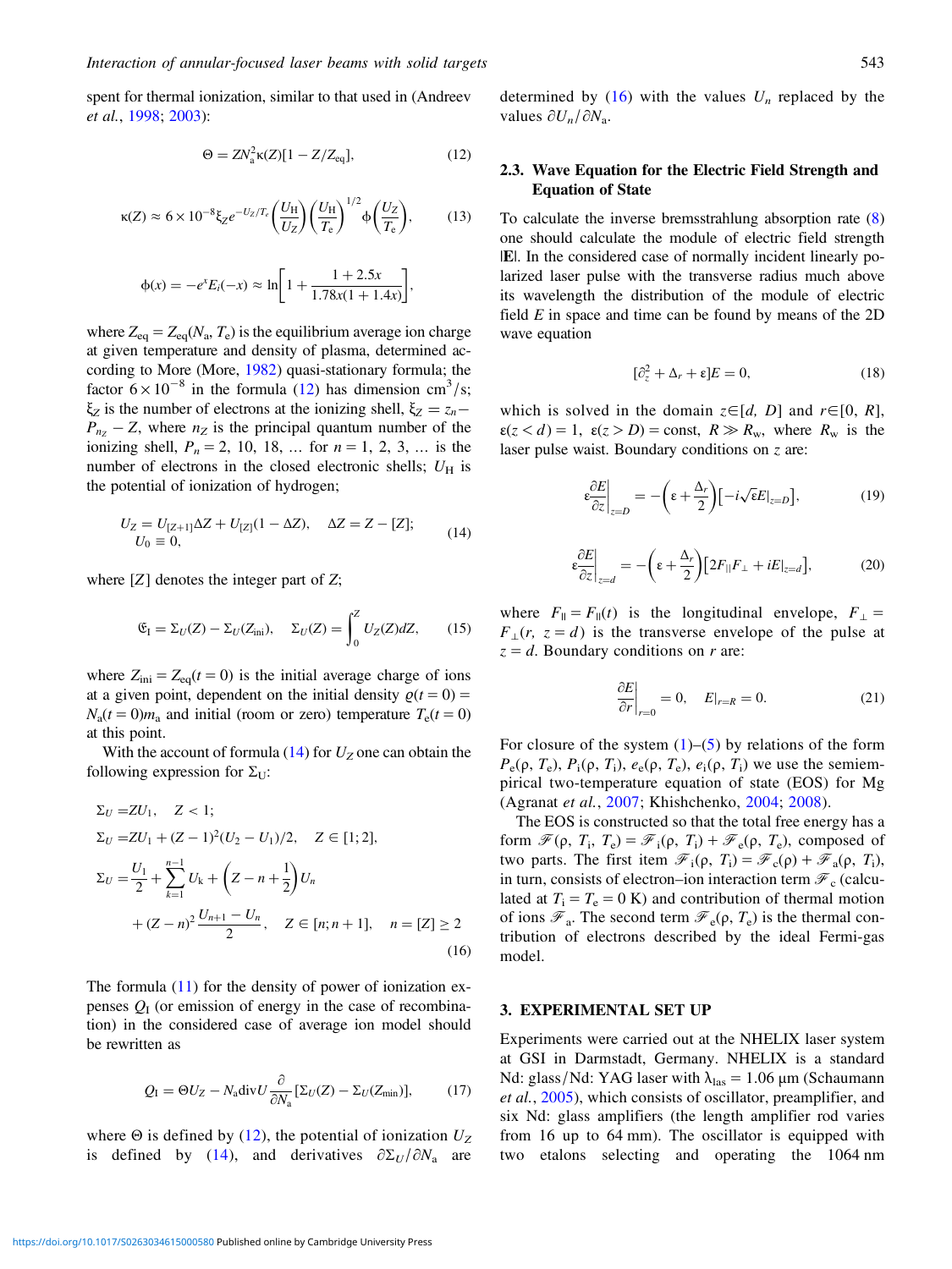spent for thermal ionization, similar to that used in (Andreev *et al.*, 1998; 2003):

$$\Theta = ZN_a^2\kappa(Z)[1 - Z/Z_{eq}], \tag{12}$$

$$\kappa(Z) \approx 6\times 10^{-8}\xi_Z e^{-U_Z/T_e}\left(\frac{U_H}{U_Z}\right)\left(\frac{U_H}{T_e}\right)^{1/2}\phi\left(\frac{U_Z}{T_e}\right), \tag{13}$$

$$\phi(x) = -e^x E_i(-x) \approx \ln\left[1 + \frac{1+2.5x}{1.78x(1+1.4x)}\right],$$

where $Z_{eq} = Z_{eq}(N_a, T_e)$ is the equilibrium average ion charge at given temperature and density of plasma, determined according to More (More, 1982) quasi-stationary formula; the factor $6\times 10^{-8}$ in the formula (12) has dimension $cm^3/s$; $\xi_Z$ is the number of electrons at the ionizing shell, $\xi_Z = z_n - P_{n_Z} - Z$, where $n_Z$ is the principal quantum number of the ionizing shell, $P_n = 2, 10, 18, \ldots$ for $n = 1, 2, 3, \ldots$ is the number of electrons in the closed electronic shells; $U_H$ is the potential of ionization of hydrogen;

$$U_Z = U_{[Z+1]}\Delta Z + U_{[Z]}(1-\Delta Z), \quad \Delta Z = Z - [Z]; \\ U_0 \equiv 0, \tag{14}$$

where $[Z]$ denotes the integer part of $Z$;

$$\mathfrak{E}_I = \Sigma_U(Z) - \Sigma_U(Z_{ini}), \quad \Sigma_U(Z) = \int_0^Z U_Z(Z)dZ, \tag{15}$$

where $Z_{ini} = Z_{eq}(t=0)$ is the initial average charge of ions at a given point, dependent on the initial density $\varrho(t=0) = N_a(t=0)m_a$ and initial (room or zero) temperature $T_e(t=0)$ at this point.

With the account of formula (14) for $U_Z$ one can obtain the following expression for $\Sigma_U$:

$$\begin{aligned}
\Sigma_U &= ZU_1, \quad Z < 1;\\
\Sigma_U &= ZU_1 + (Z-1)^2(U_2 - U_1)/2, \quad Z \in [1;2],\\
\Sigma_U &= \frac{U_1}{2} + \sum_{k=1}^{n-1} U_k + \left(Z - n + \frac{1}{2}\right)U_n\\
&\quad + (Z-n)^2\frac{U_{n+1} - U_n}{2}, \quad Z \in [n; n+1], \quad n = [Z] \geq 2
\end{aligned} \tag{16}$$

The formula (11) for the density of power of ionization expenses $Q_I$ (or emission of energy in the case of recombination) in the considered case of average ion model should be rewritten as

$$Q_I = \Theta U_Z - N_a \mathrm{div} U \frac{\partial}{\partial N_a}[\Sigma_U(Z) - \Sigma_U(Z_{min})], \tag{17}$$

where $\Theta$ is defined by (12), the potential of ionization $U_Z$ is defined by (14), and derivatives $\partial\Sigma_U/\partial N_a$ are determined by (16) with the values $U_n$ replaced by the values $\partial U_n/\partial N_a$.

### 2.3. Wave Equation for the Electric Field Strength and Equation of State

To calculate the inverse bremsstrahlung absorption rate (8) one should calculate the module of electric field strength $|\mathbf{E}|$. In the considered case of normally incident linearly polarized laser pulse with the transverse radius much above its wavelength the distribution of the module of electric field $E$ in space and time can be found by means of the 2D wave equation

$$[\partial_z^2 + \Delta_r + \varepsilon]E = 0, \tag{18}$$

which is solved in the domain $z \in [d, D]$ and $r \in [0, R]$, $\varepsilon(z<d) = 1$, $\varepsilon(z>D) = \mathrm{const}$, $R \gg R_w$, where $R_w$ is the laser pulse waist. Boundary conditions on $z$ are:

$$\varepsilon\frac{\partial E}{\partial z}\bigg|_{z=D} = -\left(\varepsilon + \frac{\Delta_r}{2}\right)\left[-i\sqrt{\varepsilon}E|_{z=D}\right], \tag{19}$$

$$\varepsilon\frac{\partial E}{\partial z}\bigg|_{z=d} = -\left(\varepsilon + \frac{\Delta_r}{2}\right)\left[2F_{\|}F_{\perp} + iE|_{z=d}\right], \tag{20}$$

where $F_{\|} = F_{\|}(t)$ is the longitudinal envelope, $F_{\perp} = F_{\perp}(r, z=d)$ is the transverse envelope of the pulse at $z = d$. Boundary conditions on $r$ are:

$$\frac{\partial E}{\partial r}\bigg|_{r=0} = 0, \quad E|_{r=R} = 0. \tag{21}$$

For closure of the system (1)–(5) by relations of the form $P_e(\rho, T_e)$, $P_i(\rho, T_i)$, $e_e(\rho, T_e)$, $e_i(\rho, T_i)$ we use the semiempirical two-temperature equation of state (EOS) for Mg (Agranat *et al.*, 2007; Khishchenko, 2004; 2008).

The EOS is constructed so that the total free energy has a form $\mathscr{F}(\rho, T_i, T_e) = \mathscr{F}_i(\rho, T_i) + \mathscr{F}_e(\rho, T_e)$, composed of two parts. The first item $\mathscr{F}_i(\rho, T_i) = \mathscr{F}_c(\rho) + \mathscr{F}_a(\rho, T_i)$, in turn, consists of electron–ion interaction term $\mathscr{F}_c$ (calculated at $T_i = T_e = 0$ K) and contribution of thermal motion of ions $\mathscr{F}_a$. The second term $\mathscr{F}_e(\rho, T_e)$ is the thermal contribution of electrons described by the ideal Fermi-gas model.

## 3. EXPERIMENTAL SET UP

Experiments were carried out at the NHELIX laser system at GSI in Darmstadt, Germany. NHELIX is a standard Nd: glass/Nd: YAG laser with $\lambda_{las} = 1.06$ μm (Schaumann *et al.*, 2005), which consists of oscillator, preamplifier, and six Nd: glass amplifiers (the length amplifier rod varies from 16 up to 64 mm). The oscillator is equipped with two etalons selecting and operating the 1064 nm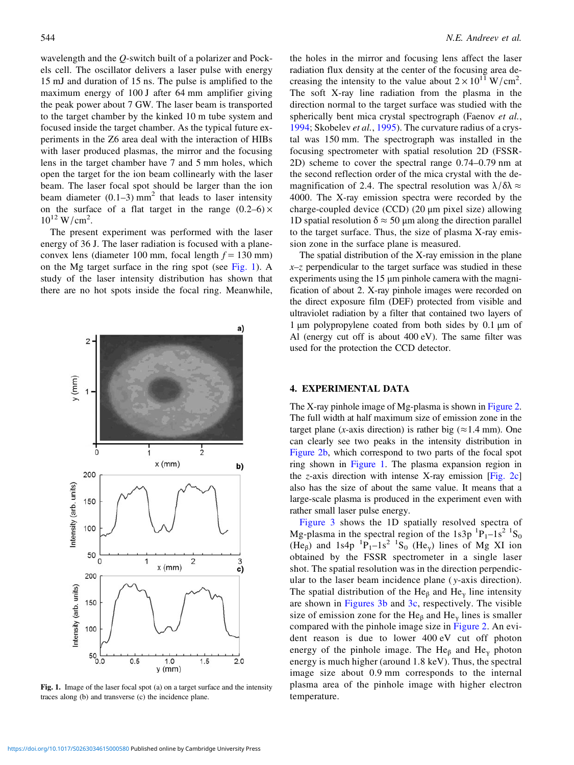wavelength and the $Q$-switch built of a polarizer and Pockels cell. The oscillator delivers a laser pulse with energy 15 mJ and duration of 15 ns. The pulse is amplified to the maximum energy of 100 J after 64 mm amplifier giving the peak power about 7 GW. The laser beam is transported to the target chamber by the kinked 10 m tube system and focused inside the target chamber. As the typical future experiments in the Z6 area deal with the interaction of HIBs with laser produced plasmas, the mirror and the focusing lens in the target chamber have 7 and 5 mm holes, which open the target for the ion beam collinearly with the laser beam. The laser focal spot should be larger than the ion beam diameter $(0.1–3)\ \mathrm{mm}^2$ that leads to laser intensity on the surface of a flat target in the range $(0.2–6) \times 10^{12}\ \mathrm{W/cm}^2$.

The present experiment was performed with the laser energy of 36 J. The laser radiation is focused with a plane-convex lens (diameter 100 mm, focal length $f = 130$ mm) on the Mg target surface in the ring spot (see Fig. 1). A study of the laser intensity distribution has shown that there are no hot spots inside the focal ring. Meanwhile, the holes in the mirror and focusing lens affect the laser radiation flux density at the center of the focusing area decreasing the intensity to the value about $2 \times 10^{11}\ \mathrm{W/cm}^2$. The soft X-ray line radiation from the plasma in the direction normal to the target surface was studied with the spherically bent mica crystal spectrograph (Faenov *et al.*, 1994; Skobelev *et al.*, 1995). The curvature radius of a crystal was 150 mm. The spectrograph was installed in the focusing spectrometer with spatial resolution 2D (FSSR-2D) scheme to cover the spectral range 0.74–0.79 nm at the second reflection order of the mica crystal with the demagnification of 2.4. The spectral resolution was $\lambda/\delta\lambda \approx 4000$. The X-ray emission spectra were recorded by the charge-coupled device (CCD) (20 μm pixel size) allowing 1D spatial resolution $\delta \approx 50$ μm along the direction parallel to the target surface. Thus, the size of plasma X-ray emission zone in the surface plane is measured.

**Fig. 1.** Image of the laser focal spot (a) on a target surface and the intensity traces along (b) and transverse (c) the incidence plane.

The spatial distribution of the X-ray emission in the plane $x$–$z$ perpendicular to the target surface was studied in these experiments using the 15 μm pinhole camera with the magnification of about 2. X-ray pinhole images were recorded on the direct exposure film (DEF) protected from visible and ultraviolet radiation by a filter that contained two layers of 1 μm polypropylene coated from both sides by 0.1 μm of Al (energy cut off is about 400 eV). The same filter was used for the protection the CCD detector.

## 4. EXPERIMENTAL DATA

The X-ray pinhole image of Mg-plasma is shown in Figure 2. The full width at half maximum size of emission zone in the target plane ($x$-axis direction) is rather big (≈1.4 mm). One can clearly see two peaks in the intensity distribution in Figure 2b, which correspond to two parts of the focal spot ring shown in Figure 1. The plasma expansion region in the $z$-axis direction with intense X-ray emission [Fig. 2c] also has the size of about the same value. It means that a large-scale plasma is produced in the experiment even with rather small laser pulse energy.

Figure 3 shows the 1D spatially resolved spectra of Mg-plasma in the spectral region of the 1s3p $^1\mathrm{P}_1$–1s$^2$ $^1\mathrm{S}_0$ (He$_\beta$) and 1s4p $^1\mathrm{P}_1$–1s$^2$ $^1\mathrm{S}_0$ (He$_\gamma$) lines of Mg XI ion obtained by the FSSR spectrometer in a single laser shot. The spatial resolution was in the direction perpendicular to the laser beam incidence plane ($y$-axis direction). The spatial distribution of the He$_\beta$ and He$_\gamma$ line intensity are shown in Figures 3b and 3c, respectively. The visible size of emission zone for the He$_\beta$ and He$_\gamma$ lines is smaller compared with the pinhole image size in Figure 2. An evident reason is due to lower 400 eV cut off photon energy of the pinhole image. The He$_\beta$ and He$_\gamma$ photon energy is much higher (around 1.8 keV). Thus, the spectral image size about 0.9 mm corresponds to the internal plasma area of the pinhole image with higher electron temperature.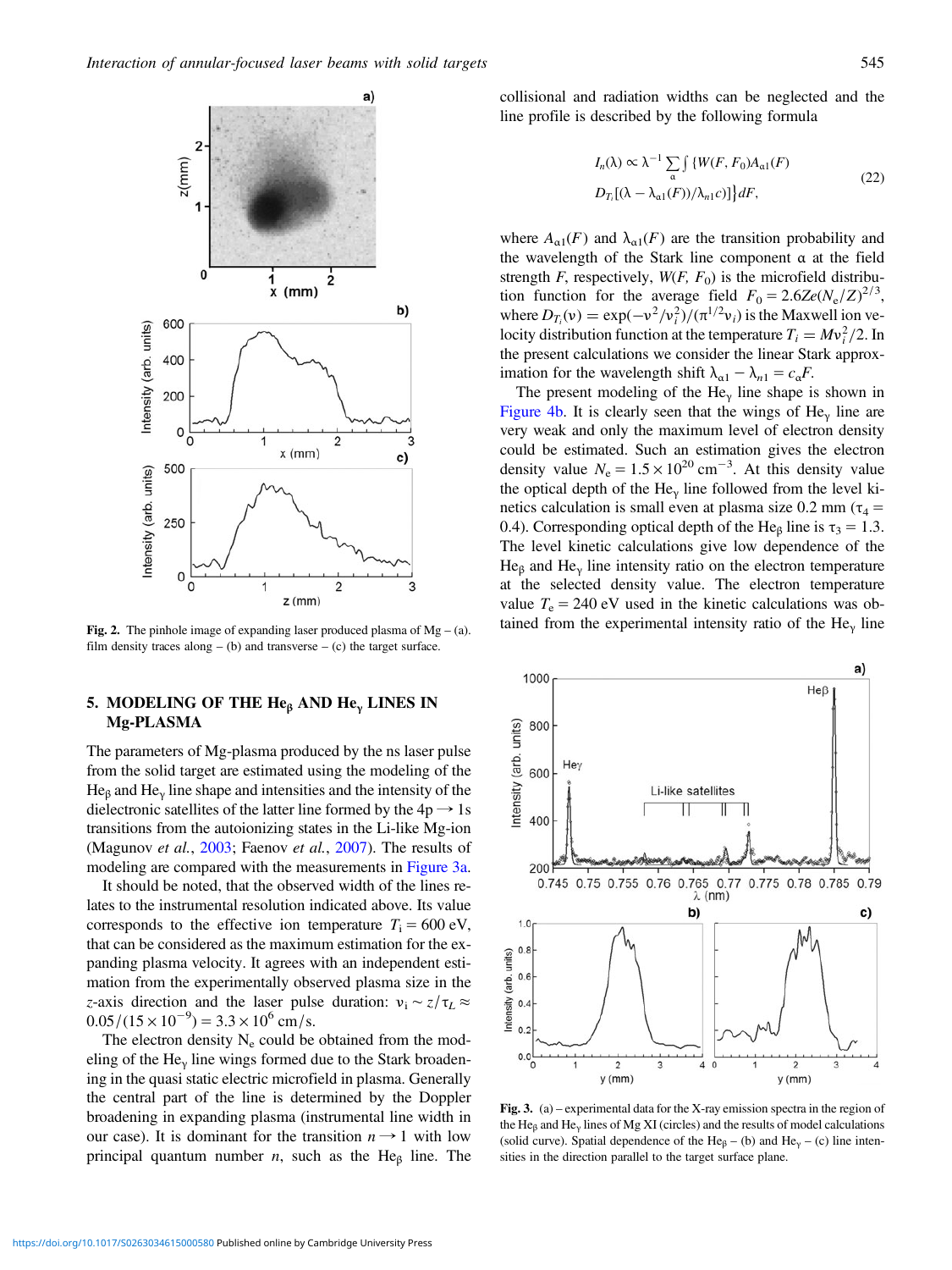Fig. 2. The pinhole image of expanding laser produced plasma of Mg – (a). film density traces along – (b) and transverse – (c) the target surface.

## 5. MODELING OF THE $He_\beta$ AND $He_\gamma$ LINES IN Mg-PLASMA

The parameters of Mg-plasma produced by the ns laser pulse from the solid target are estimated using the modeling of the $He_\beta$ and $He_\gamma$ line shape and intensities and the intensity of the dielectronic satellites of the latter line formed by the $4p \rightarrow 1s$ transitions from the autoionizing states in the Li-like Mg-ion (Magunov *et al.*, 2003; Faenov *et al.*, 2007). The results of modeling are compared with the measurements in Figure 3a.

It should be noted, that the observed width of the lines relates to the instrumental resolution indicated above. Its value corresponds to the effective ion temperature $T_i = 600$ eV, that can be considered as the maximum estimation for the expanding plasma velocity. It agrees with an independent estimation from the experimentally observed plasma size in the $z$-axis direction and the laser pulse duration: $v_i \sim z/\tau_L \approx 0.05/(15 \times 10^{-9}) = 3.3 \times 10^6$ cm/s.

The electron density $N_e$ could be obtained from the modeling of the $He_\gamma$ line wings formed due to the Stark broadening in the quasi static electric microfield in plasma. Generally the central part of the line is determined by the Doppler broadening in expanding plasma (instrumental line width in our case). It is dominant for the transition $n \rightarrow 1$ with low principal quantum number $n$, such as the $He_\beta$ line. The collisional and radiation widths can be neglected and the line profile is described by the following formula

$$I_n(\lambda) \propto \lambda^{-1} \sum_\alpha \int \{W(F, F_0) A_{\alpha 1}(F) D_{T_i}[(\lambda - \lambda_{\alpha 1}(F))/\lambda_{n1} c)]\} dF, \tag{22}$$

where $A_{\alpha 1}(F)$ and $\lambda_{\alpha 1}(F)$ are the transition probability and the wavelength of the Stark line component $\alpha$ at the field strength $F$, respectively, $W(F, F_0)$ is the microfield distribution function for the average field $F_0 = 2.6Ze(N_e/Z)^{2/3}$, where $D_{T_i}(v) = \exp(-v^2/v_i^2)/(\pi^{1/2} v_i)$ is the Maxwell ion velocity distribution function at the temperature $T_i = Mv_i^2/2$. In the present calculations we consider the linear Stark approximation for the wavelength shift $\lambda_{\alpha 1} - \lambda_{n1} = c_\alpha F$.

The present modeling of the $He_\gamma$ line shape is shown in Figure 4b. It is clearly seen that the wings of $He_\gamma$ line are very weak and only the maximum level of electron density could be estimated. Such an estimation gives the electron density value $N_e = 1.5 \times 10^{20}$ cm$^{-3}$. At this density value the optical depth of the $He_\gamma$ line followed from the level kinetics calculation is small even at plasma size 0.2 mm ($\tau_4 = 0.4$). Corresponding optical depth of the $He_\beta$ line is $\tau_3 = 1.3$. The level kinetic calculations give low dependence of the $He_\beta$ and $He_\gamma$ line intensity ratio on the electron temperature at the selected density value. The electron temperature value $T_e = 240$ eV used in the kinetic calculations was obtained from the experimental intensity ratio of the $He_\gamma$ line

Fig. 3. (a) – experimental data for the X-ray emission spectra in the region of the $He_\beta$ and $He_\gamma$ lines of Mg XI (circles) and the results of model calculations (solid curve). Spatial dependence of the $He_\beta$ – (b) and $He_\gamma$ – (c) line intensities in the direction parallel to the target surface plane.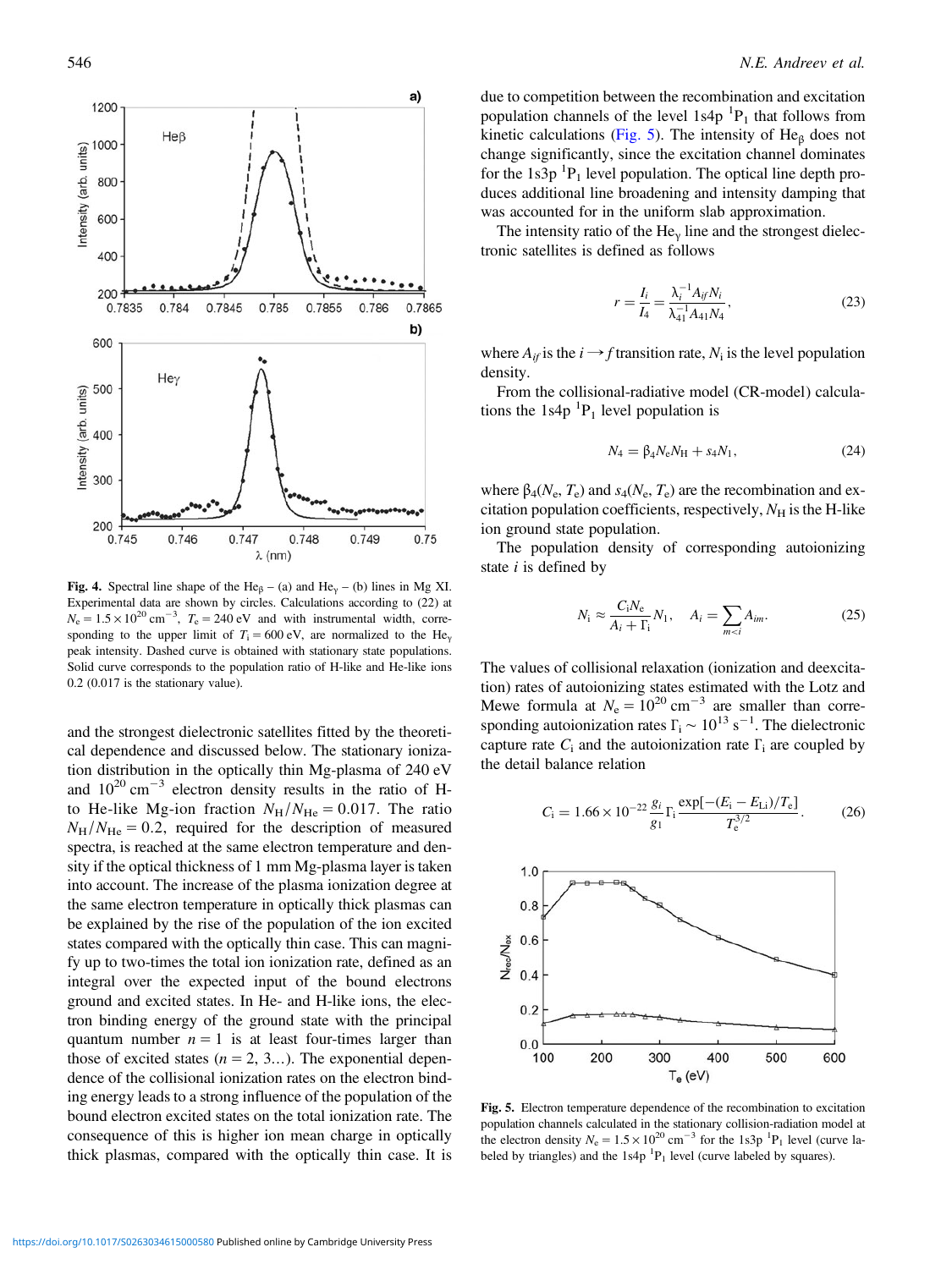Fig. 4. Spectral line shape of the $He_\beta$ – (a) and $He_\gamma$ – (b) lines in Mg XI. Experimental data are shown by circles. Calculations according to (22) at $N_e = 1.5 \times 10^{20}$ cm$^{-3}$, $T_e = 240$ eV and with instrumental width, corresponding to the upper limit of $T_i = 600$ eV, are normalized to the $He_\gamma$ peak intensity. Dashed curve is obtained with stationary state populations. Solid curve corresponds to the population ratio of H-like and He-like ions 0.2 (0.017 is the stationary value).

and the strongest dielectronic satellites fitted by the theoretical dependence and discussed below. The stationary ionization distribution in the optically thin Mg-plasma of 240 eV and $10^{20}$ cm$^{-3}$ electron density results in the ratio of H- to He-like Mg-ion fraction $N_H/N_{He} = 0.017$. The ratio $N_H/N_{He} = 0.2$, required for the description of measured spectra, is reached at the same electron temperature and density if the optical thickness of 1 mm Mg-plasma layer is taken into account. The increase of the plasma ionization degree at the same electron temperature in optically thick plasmas can be explained by the rise of the population of the ion excited states compared with the optically thin case. This can magnify up to two-times the total ion ionization rate, defined as an integral over the expected input of the bound electrons ground and excited states. In He- and H-like ions, the electron binding energy of the ground state with the principal quantum number $n = 1$ is at least four-times larger than those of excited states ($n = 2, 3\ldots$). The exponential dependence of the collisional ionization rates on the electron binding energy leads to a strong influence of the population of the bound electron excited states on the total ionization rate. The consequence of this is higher ion mean charge in optically thick plasmas, compared with the optically thin case. It is due to competition between the recombination and excitation population channels of the level 1s4p $^1P_1$ that follows from kinetic calculations (Fig. 5). The intensity of $He_\beta$ does not change significantly, since the excitation channel dominates for the 1s3p $^1P_1$ level population. The optical line depth produces additional line broadening and intensity damping that was accounted for in the uniform slab approximation.

The intensity ratio of the $He_\gamma$ line and the strongest dielectronic satellites is defined as follows

$$r = \frac{I_i}{I_4} = \frac{\lambda_i^{-1} A_{if} N_i}{\lambda_{41}^{-1} A_{41} N_4}, \tag{23}$$

where $A_{if}$ is the $i \rightarrow f$ transition rate, $N_i$ is the level population density.

From the collisional-radiative model (CR-model) calculations the 1s4p $^1P_1$ level population is

$$N_4 = \beta_4 N_e N_H + s_4 N_1, \tag{24}$$

where $\beta_4(N_e, T_e)$ and $s_4(N_e, T_e)$ are the recombination and excitation population coefficients, respectively, $N_H$ is the H-like ion ground state population.

The population density of corresponding autoionizing state $i$ is defined by

$$N_i \approx \frac{C_i N_e}{A_i + \Gamma_i} N_1, \quad A_i = \sum_{m<i} A_{im}. \tag{25}$$

The values of collisional relaxation (ionization and deexcitation) rates of autoionizing states estimated with the Lotz and Mewe formula at $N_e = 10^{20}$ cm$^{-3}$ are smaller than corresponding autoionization rates $\Gamma_i \sim 10^{13}$ s$^{-1}$. The dielectronic capture rate $C_i$ and the autoionization rate $\Gamma_i$ are coupled by the detail balance relation

$$C_i = 1.66 \times 10^{-22} \frac{g_i}{g_1} \Gamma_i \frac{\exp[-(E_i - E_{Li})/T_e]}{T_e^{3/2}}. \tag{26}$$

Fig. 5. Electron temperature dependence of the recombination to excitation population channels calculated in the stationary collision-radiation model at the electron density $N_e = 1.5 \times 10^{20}$ cm$^{-3}$ for the 1s3p $^1P_1$ level (curve labeled by triangles) and the 1s4p $^1P_1$ level (curve labeled by squares).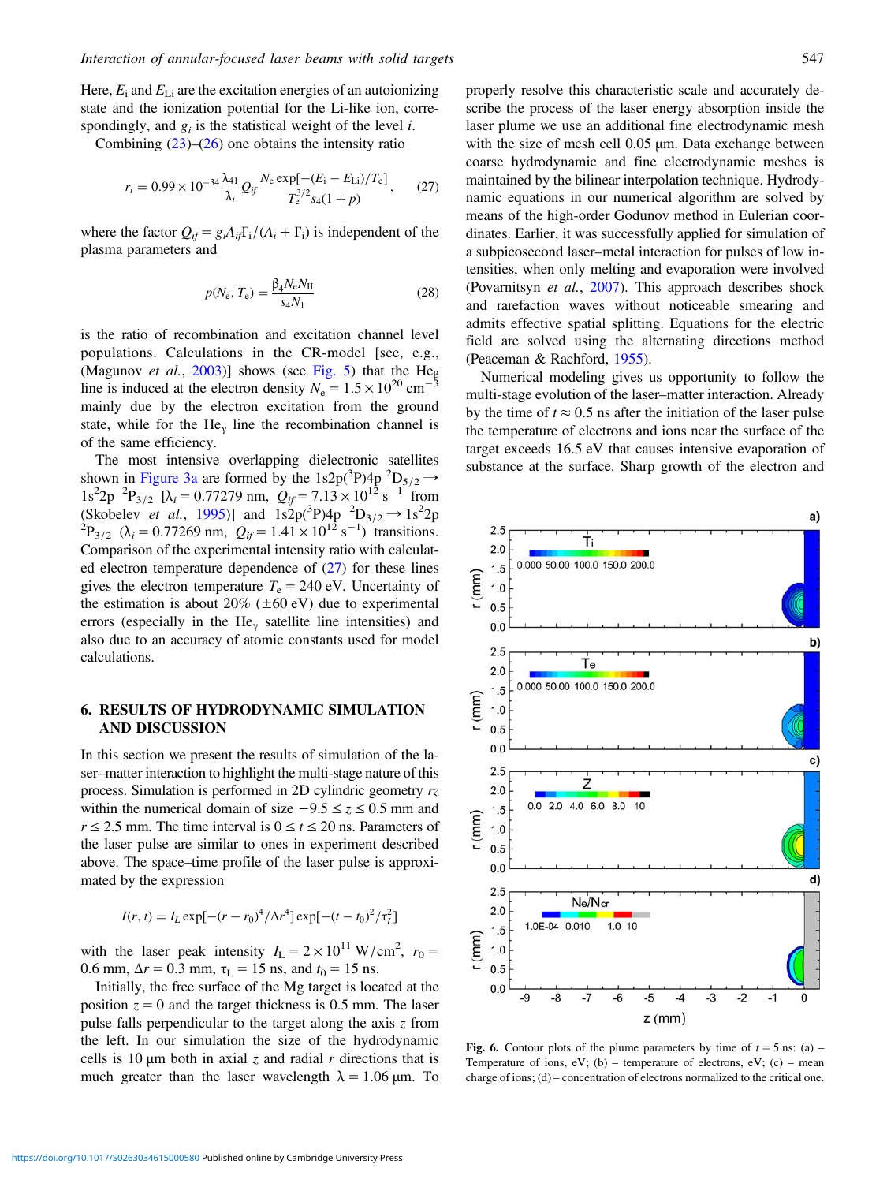Here, $E_i$ and $E_{Li}$ are the excitation energies of an autoionizing state and the ionization potential for the Li-like ion, correspondingly, and $g_i$ is the statistical weight of the level $i$.

Combining (23)–(26) one obtains the intensity ratio

$$r_i = 0.99 \times 10^{-34} \frac{\lambda_{41}}{\lambda_i} Q_{if} \frac{N_e \exp[-(E_i - E_{Li})/T_e]}{T_e^{3/2} s_4 (1 + p)}, \tag{27}$$

where the factor $Q_{if} = g_i A_{if} \Gamma_i / (A_i + \Gamma_i)$ is independent of the plasma parameters and

$$p(N_e, T_e) = \frac{\beta_4 N_e N_{II}}{s_4 N_1} \tag{28}$$

is the ratio of recombination and excitation channel level populations. Calculations in the CR-model [see, e.g., (Magunov *et al.*, 2003)] shows (see Fig. 5) that the $He_\beta$ line is induced at the electron density $N_e = 1.5 \times 10^{20}$ cm$^{-3}$ mainly due by the electron excitation from the ground state, while for the $He_\gamma$ line the recombination channel is of the same efficiency.

The most intensive overlapping dielectronic satellites shown in Figure 3a are formed by the $1s2p(^3P)4p\ ^2D_{5/2} \rightarrow 1s^2 2p\ ^2P_{3/2}$ [$\lambda_i = 0.77279$ nm, $Q_{if} = 7.13 \times 10^{12}$ s$^{-1}$ from (Skobelev *et al.*, 1995)] and $1s2p(^3P)4p\ ^2D_{3/2} \rightarrow 1s^2 2p\ ^2P_{3/2}$ ($\lambda_i = 0.77269$ nm, $Q_{if} = 1.41 \times 10^{12}$ s$^{-1}$) transitions. Comparison of the experimental intensity ratio with calculated electron temperature dependence of (27) for these lines gives the electron temperature $T_e = 240$ eV. Uncertainty of the estimation is about 20% ($\pm 60$ eV) due to experimental errors (especially in the $He_\gamma$ satellite line intensities) and also due to an accuracy of atomic constants used for model calculations.

## 6. RESULTS OF HYDRODYNAMIC SIMULATION AND DISCUSSION

In this section we present the results of simulation of the laser–matter interaction to highlight the multi-stage nature of this process. Simulation is performed in 2D cylindric geometry $rz$ within the numerical domain of size $-9.5 \leq z \leq 0.5$ mm and $r \leq 2.5$ mm. The time interval is $0 \leq t \leq 20$ ns. Parameters of the laser pulse are similar to ones in experiment described above. The space–time profile of the laser pulse is approximated by the expression

$$I(r, t) = I_L \exp[-(r - r_0)^4 / \Delta r^4] \exp[-(t - t_0)^2 / \tau_L^2]$$

with the laser peak intensity $I_L = 2 \times 10^{11}$ W/cm$^2$, $r_0 = 0.6$ mm, $\Delta r = 0.3$ mm, $\tau_L = 15$ ns, and $t_0 = 15$ ns.

Initially, the free surface of the Mg target is located at the position $z = 0$ and the target thickness is 0.5 mm. The laser pulse falls perpendicular to the target along the axis $z$ from the left. In our simulation the size of the hydrodynamic cells is 10 μm both in axial $z$ and radial $r$ directions that is much greater than the laser wavelength $\lambda = 1.06$ μm. To properly resolve this characteristic scale and accurately describe the process of the laser energy absorption inside the laser plume we use an additional fine electrodynamic mesh with the size of mesh cell 0.05 μm. Data exchange between coarse hydrodynamic and fine electrodynamic meshes is maintained by the bilinear interpolation technique. Hydrodynamic equations in our numerical algorithm are solved by means of the high-order Godunov method in Eulerian coordinates. Earlier, it was successfully applied for simulation of a subpicosecond laser–metal interaction for pulses of low intensities, when only melting and evaporation were involved (Povarnitsyn *et al.*, 2007). This approach describes shock and rarefaction waves without noticeable smearing and admits effective spatial splitting. Equations for the electric field are solved using the alternating directions method (Peaceman & Rachford, 1955).

Numerical modeling gives us opportunity to follow the multi-stage evolution of the laser–matter interaction. Already by the time of $t \approx 0.5$ ns after the initiation of the laser pulse the temperature of electrons and ions near the surface of the target exceeds 16.5 eV that causes intensive evaporation of substance at the surface. Sharp growth of the electron and

**Fig. 6.** Contour plots of the plume parameters by time of $t = 5$ ns: (a) – Temperature of ions, eV; (b) – temperature of electrons, eV; (c) – mean charge of ions; (d) – concentration of electrons normalized to the critical one.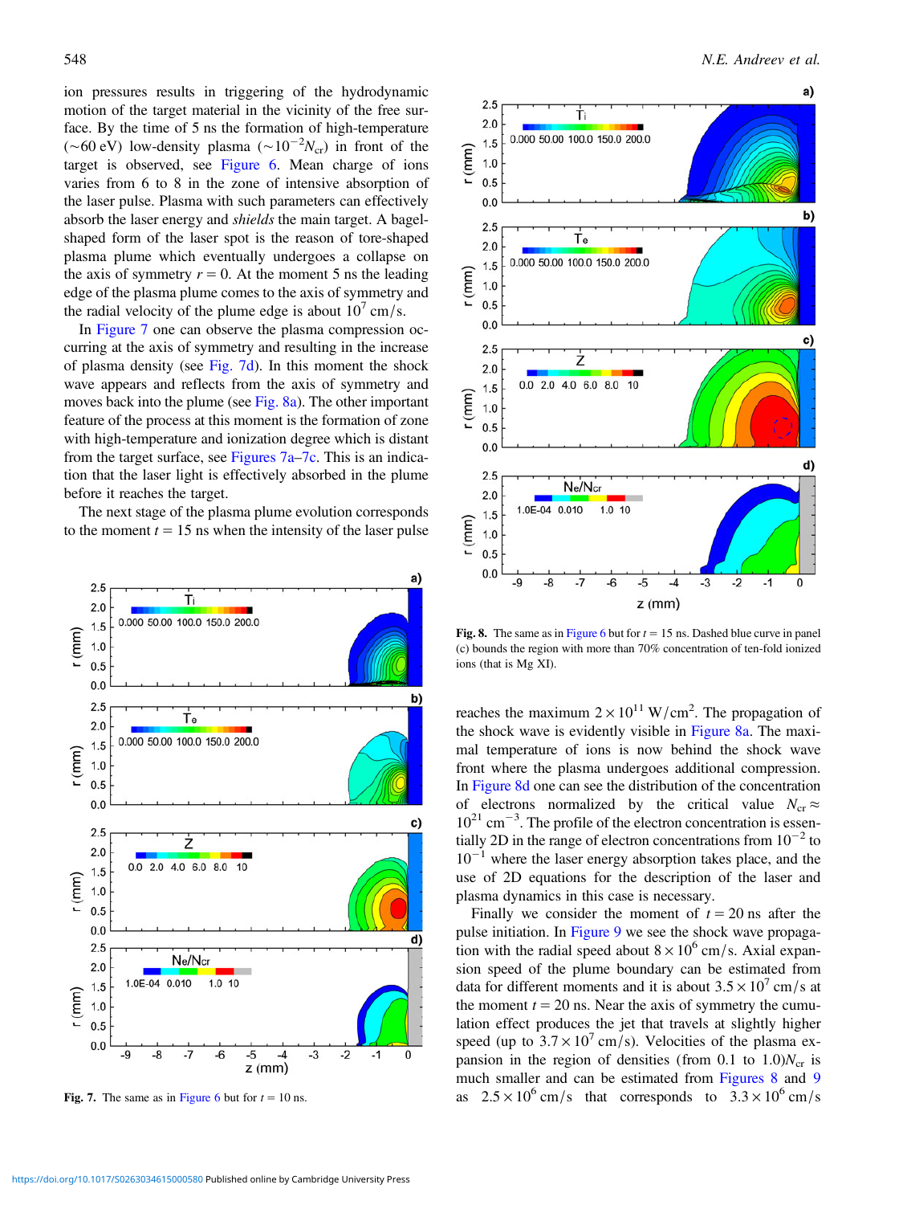ion pressures results in triggering of the hydrodynamic motion of the target material in the vicinity of the free surface. By the time of 5 ns the formation of high-temperature (~60 eV) low-density plasma (~$10^{-2}N_{cr}$) in front of the target is observed, see Figure 6. Mean charge of ions varies from 6 to 8 in the zone of intensive absorption of the laser pulse. Plasma with such parameters can effectively absorb the laser energy and *shields* the main target. A bagel-shaped form of the laser spot is the reason of tore-shaped plasma plume which eventually undergoes a collapse on the axis of symmetry $r = 0$. At the moment 5 ns the leading edge of the plasma plume comes to the axis of symmetry and the radial velocity of the plume edge is about $10^7$ cm/s.

In Figure 7 one can observe the plasma compression occurring at the axis of symmetry and resulting in the increase of plasma density (see Fig. 7d). In this moment the shock wave appears and reflects from the axis of symmetry and moves back into the plume (see Fig. 8a). The other important feature of the process at this moment is the formation of zone with high-temperature and ionization degree which is distant from the target surface, see Figures 7a–7c. This is an indication that the laser light is effectively absorbed in the plume before it reaches the target.

The next stage of the plasma plume evolution corresponds to the moment $t = 15$ ns when the intensity of the laser pulse reaches the maximum $2 \times 10^{11}$ W/cm$^2$. The propagation of the shock wave is evidently visible in Figure 8a. The maximal temperature of ions is now behind the shock wave front where the plasma undergoes additional compression. In Figure 8d one can see the distribution of the concentration of electrons normalized by the critical value $N_{cr} \approx 10^{21}$ cm$^{-3}$. The profile of the electron concentration is essentially 2D in the range of electron concentrations from $10^{-2}$ to $10^{-1}$ where the laser energy absorption takes place, and the use of 2D equations for the description of the laser and plasma dynamics in this case is necessary.

Finally we consider the moment of $t = 20$ ns after the pulse initiation. In Figure 9 we see the shock wave propagation with the radial speed about $8 \times 10^6$ cm/s. Axial expansion speed of the plume boundary can be estimated from data for different moments and it is about $3.5 \times 10^7$ cm/s at the moment $t = 20$ ns. Near the axis of symmetry the cumulation effect produces the jet that travels at slightly higher speed (up to $3.7 \times 10^7$ cm/s). Velocities of the plasma expansion in the region of densities (from 0.1 to 1.0)$N_{cr}$ is much smaller and can be estimated from Figures 8 and 9 as $2.5 \times 10^6$ cm/s that corresponds to $3.3 \times 10^6$ cm/s

**Fig. 7.** The same as in Figure 6 but for $t = 10$ ns.

**Fig. 8.** The same as in Figure 6 but for $t = 15$ ns. Dashed blue curve in panel (c) bounds the region with more than 70% concentration of ten-fold ionized ions (that is Mg XI).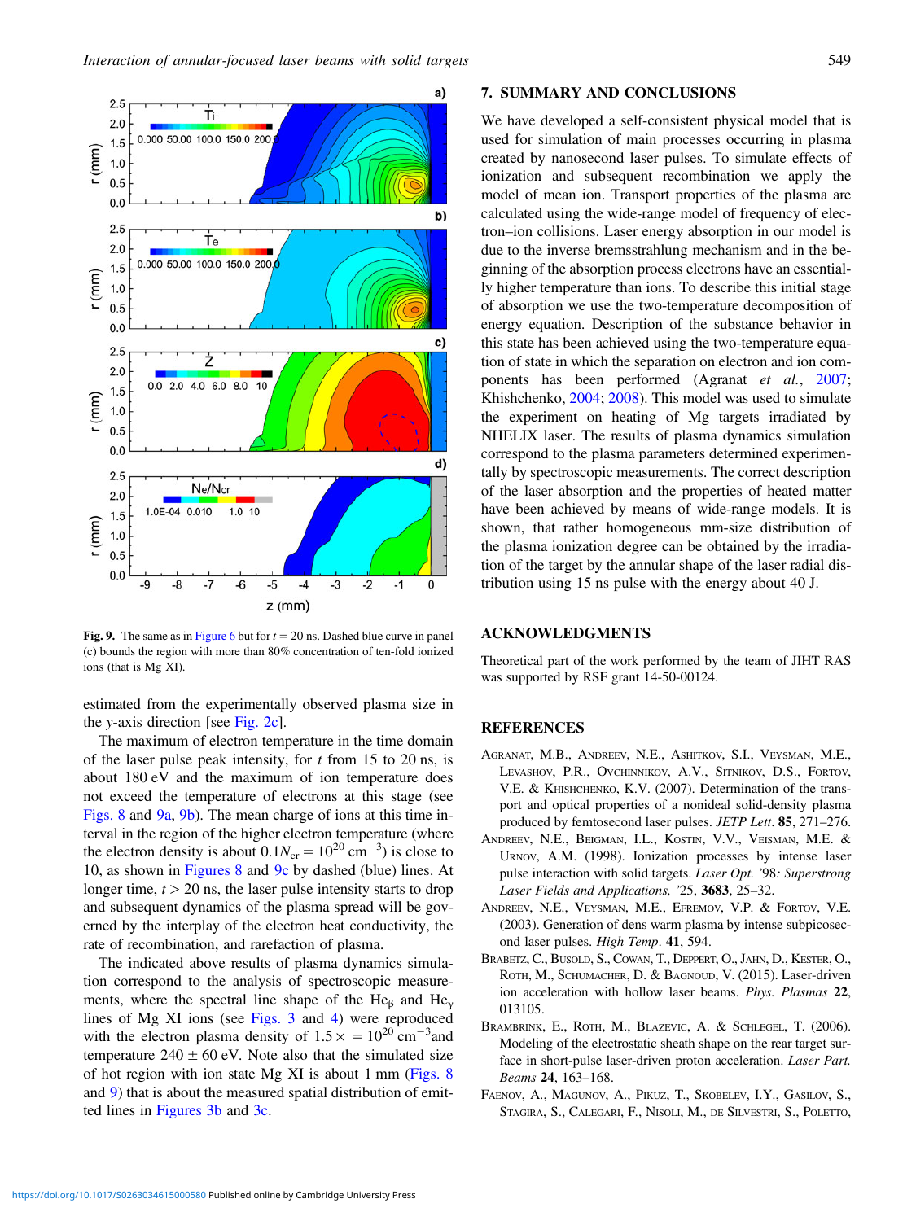Fig. 9. The same as in Figure 6 but for $t = 20$ ns. Dashed blue curve in panel (c) bounds the region with more than 80% concentration of ten-fold ionized ions (that is Mg XI).

estimated from the experimentally observed plasma size in the $y$-axis direction [see Fig. 2c].

The maximum of electron temperature in the time domain of the laser pulse peak intensity, for $t$ from 15 to 20 ns, is about 180 eV and the maximum of ion temperature does not exceed the temperature of electrons at this stage (see Figs. 8 and 9a, 9b). The mean charge of ions at this time interval in the region of the higher electron temperature (where the electron density is about $0.1N_{cr} = 10^{20}$ cm$^{-3}$) is close to 10, as shown in Figures 8 and 9c by dashed (blue) lines. At longer time, $t > 20$ ns, the laser pulse intensity starts to drop and subsequent dynamics of the plasma spread will be governed by the interplay of the electron heat conductivity, the rate of recombination, and rarefaction of plasma.

The indicated above results of plasma dynamics simulation correspond to the analysis of spectroscopic measurements, where the spectral line shape of the $He_\beta$ and $He_\gamma$ lines of Mg XI ions (see Figs. 3 and 4) were reproduced with the electron plasma density of $1.5\times = 10^{20}$ cm$^{-3}$and temperature $240 \pm 60$ eV. Note also that the simulated size of hot region with ion state Mg XI is about 1 mm (Figs. 8 and 9) that is about the measured spatial distribution of emitted lines in Figures 3b and 3c.

## 7. SUMMARY AND CONCLUSIONS

We have developed a self-consistent physical model that is used for simulation of main processes occurring in plasma created by nanosecond laser pulses. To simulate effects of ionization and subsequent recombination we apply the model of mean ion. Transport properties of the plasma are calculated using the wide-range model of frequency of electron–ion collisions. Laser energy absorption in our model is due to the inverse bremsstrahlung mechanism and in the beginning of the absorption process electrons have an essentially higher temperature than ions. To describe this initial stage of absorption we use the two-temperature decomposition of energy equation. Description of the substance behavior in this state has been achieved using the two-temperature equation of state in which the separation on electron and ion components has been performed (Agranat *et al.*, 2007; Khishchenko, 2004; 2008). This model was used to simulate the experiment on heating of Mg targets irradiated by NHELIX laser. The results of plasma dynamics simulation correspond to the plasma parameters determined experimentally by spectroscopic measurements. The correct description of the laser absorption and the properties of heated matter have been achieved by means of wide-range models. It is shown, that rather homogeneous mm-size distribution of the plasma ionization degree can be obtained by the irradiation of the target by the annular shape of the laser radial distribution using 15 ns pulse with the energy about 40 J.

## ACKNOWLEDGMENTS

Theoretical part of the work performed by the team of JIHT RAS was supported by RSF grant 14-50-00124.

## REFERENCES

Agranat, M.B., Andreev, N.E., Ashitkov, S.I., Veysman, M.E., Levashov, P.R., Ovchinnikov, A.V., Sitnikov, D.S., Fortov, V.E. & Khishchenko, K.V. (2007). Determination of the transport and optical properties of a nonideal solid-density plasma produced by femtosecond laser pulses. *JETP Lett*. **85**, 271–276.

Andreev, N.E., Beigman, I.L., Kostin, V.V., Veisman, M.E. & Urnov, A.M. (1998). Ionization processes by intense laser pulse interaction with solid targets. *Laser Opt. '98: Superstrong Laser Fields and Applications,* '25, **3683**, 25–32.

Andreev, N.E., Veysman, M.E., Efremov, V.P. & Fortov, V.E. (2003). Generation of dens warm plasma by intense subpicosecond laser pulses. *High Temp*. **41**, 594.

Brabetz, C., Busold, S., Cowan, T., Deppert, O., Jahn, D., Kester, O., Roth, M., Schumacher, D. & Bagnoud, V. (2015). Laser-driven ion acceleration with hollow laser beams. *Phys. Plasmas* **22**, 013105.

Brambrink, E., Roth, M., Blazevic, A. & Schlegel, T. (2006). Modeling of the electrostatic sheath shape on the rear target surface in short-pulse laser-driven proton acceleration. *Laser Part. Beams* **24**, 163–168.

Faenov, A., Magunov, A., Pikuz, T., Skobelev, I.Y., Gasilov, S., Stagira, S., Calegari, F., Nisoli, M., de Silvestri, S., Poletto,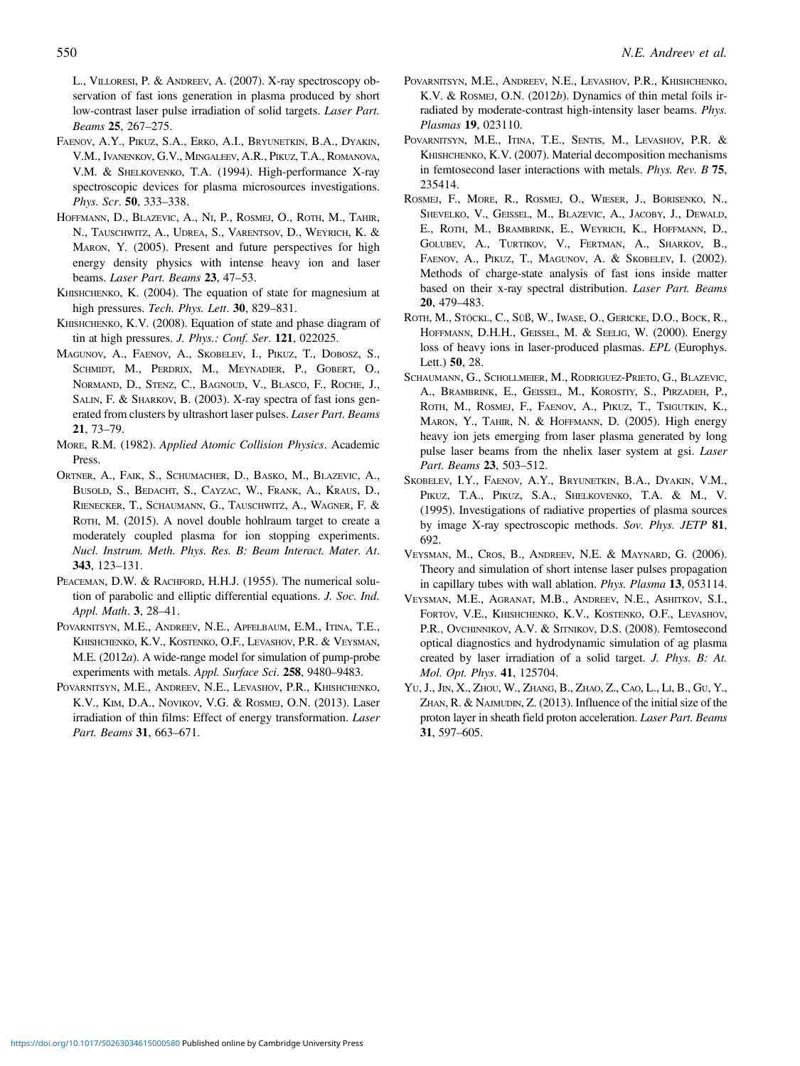L., Villoresi, P. & Andreev, A. (2007). X-ray spectroscopy observation of fast ions generation in plasma produced by short low-contrast laser pulse irradiation of solid targets. *Laser Part. Beams* **25**, 267–275.

Faenov, A.Y., Pikuz, S.A., Erko, A.I., Bryunetkin, B.A., Dyakin, V.M., Ivanenkov, G.V., Mingaleev, A.R., Pikuz, T.A., Romanova, V.M. & Shelkovenko, T.A. (1994). High-performance X-ray spectroscopic devices for plasma microsources investigations. *Phys. Scr*. **50**, 333–338.

Hoffmann, D., Blazevic, A., Ni, P., Rosmej, O., Roth, M., Tahir, N., Tauschwitz, A., Udrea, S., Varentsov, D., Weyrich, K. & Maron, Y. (2005). Present and future perspectives for high energy density physics with intense heavy ion and laser beams. *Laser Part. Beams* **23**, 47–53.

Khishchenko, K. (2004). The equation of state for magnesium at high pressures. *Tech. Phys. Lett*. **30**, 829–831.

Khishchenko, K.V. (2008). Equation of state and phase diagram of tin at high pressures. *J. Phys.: Conf. Ser*. **121**, 022025.

Magunov, A., Faenov, A., Skobelev, I., Pikuz, T., Dobosz, S., Schmidt, M., Perdrix, M., Meynadier, P., Gobert, O., Normand, D., Stenz, C., Bagnoud, V., Blasco, F., Roche, J., Salin, F. & Sharkov, B. (2003). X-ray spectra of fast ions generated from clusters by ultrashort laser pulses. *Laser Part. Beams* **21**, 73–79.

More, R.M. (1982). *Applied Atomic Collision Physics*. Academic Press.

Ortner, A., Faik, S., Schumacher, D., Basko, M., Blazevic, A., Busold, S., Bedacht, S., Cayzac, W., Frank, A., Kraus, D., Rienecker, T., Schaumann, G., Tauschwitz, A., Wagner, F. & Roth, M. (2015). A novel double hohlraum target to create a moderately coupled plasma for ion stopping experiments. *Nucl. Instrum. Meth. Phys. Res. B: Beam Interact. Mater. At*. **343**, 123–131.

Peaceman, D.W. & Rachford, H.J. (1955). The numerical solution of parabolic and elliptic differential equations. *J. Soc. Ind. Appl. Math*. **3**, 28–41.

Povarnitsyn, M.E., Andreev, N.E., Apfelbaum, E.M., Itina, T.E., Khishchenko, K.V., Kostenko, O.F., Levashov, P.R. & Veysman, M.E. (2012*a*). A wide-range model for simulation of pump-probe experiments with metals. *Appl. Surface Sci*. **258**, 9480–9483.

Povarnitsyn, M.E., Andreev, N.E., Levashov, P.R., Khishchenko, K.V., Kim, D.A., Novikov, V.G. & Rosmej, O.N. (2013). Laser irradiation of thin films: Effect of energy transformation. *Laser Part. Beams* **31**, 663–671.

Povarnitsyn, M.E., Andreev, N.E., Levashov, P.R., Khishchenko, K.V. & Rosmej, O.N. (2012*b*). Dynamics of thin metal foils irradiated by moderate-contrast high-intensity laser beams. *Phys. Plasmas* **19**, 023110.

Povarnitsyn, M.E., Itina, T.E., Sentis, M., Levashov, P.R. & Khishchenko, K.V. (2007). Material decomposition mechanisms in femtosecond laser interactions with metals. *Phys. Rev. B* **75**, 235414.

Rosmej, F., More, R., Rosmej, O., Wieser, J., Borisenko, N., Shevelko, V., Geissel, M., Blazevic, A., Jacoby, J., Dewald, E., Roth, M., Brambrink, E., Weyrich, K., Hoffmann, D., Golubev, A., Turtikov, V., Fertman, A., Sharkov, B., Faenov, A., Pikuz, T., Magunov, A. & Skobelev, I. (2002). Methods of charge-state analysis of fast ions inside matter based on their x-ray spectral distribution. *Laser Part. Beams* **20**, 479–483.

Roth, M., Stöckl, C., Süß, W., Iwase, O., Gericke, D.O., Bock, R., Hoffmann, D.H.H., Geissel, M. & Seelig, W. (2000). Energy loss of heavy ions in laser-produced plasmas. *EPL* (Europhys. Lett.) **50**, 28.

Schaumann, G., Schollmeier, M., Rodriguez-Prieto, G., Blazevic, A., Brambrink, E., Geissel, M., Korostiy, S., Pirzadeh, P., Roth, M., Rosmej, F., Faenov, A., Pikuz, T., Tsigutkin, K., Maron, Y., Tahir, N. & Hoffmann, D. (2005). High energy heavy ion jets emerging from laser plasma generated by long pulse laser beams from the nhelix laser system at gsi. *Laser Part. Beams* **23**, 503–512.

Skobelev, I.Y., Faenov, A.Y., Bryunetkin, B.A., Dyakin, V.M., Pikuz, T.A., Pikuz, S.A., Shelkovenko, T.A. & M., V. (1995). Investigations of radiative properties of plasma sources by image X-ray spectroscopic methods. *Sov. Phys. JETP* **81**, 692.

Veysman, M., Cros, B., Andreev, N.E. & Maynard, G. (2006). Theory and simulation of short intense laser pulses propagation in capillary tubes with wall ablation. *Phys. Plasma* **13**, 053114.

Veysman, M.E., Agranat, M.B., Andreev, N.E., Ashitkov, S.I., Fortov, V.E., Khishchenko, K.V., Kostenko, O.F., Levashov, P.R., Ovchinnikov, A.V. & Sitnikov, D.S. (2008). Femtosecond optical diagnostics and hydrodynamic simulation of ag plasma created by laser irradiation of a solid target. *J. Phys. B: At. Mol. Opt. Phys*. **41**, 125704.

Yu, J., Jin, X., Zhou, W., Zhang, B., Zhao, Z., Cao, L., Li, B., Gu, Y., Zhan, R. & Najmudin, Z. (2013). Influence of the initial size of the proton layer in sheath field proton acceleration. *Laser Part. Beams* **31**, 597–605.